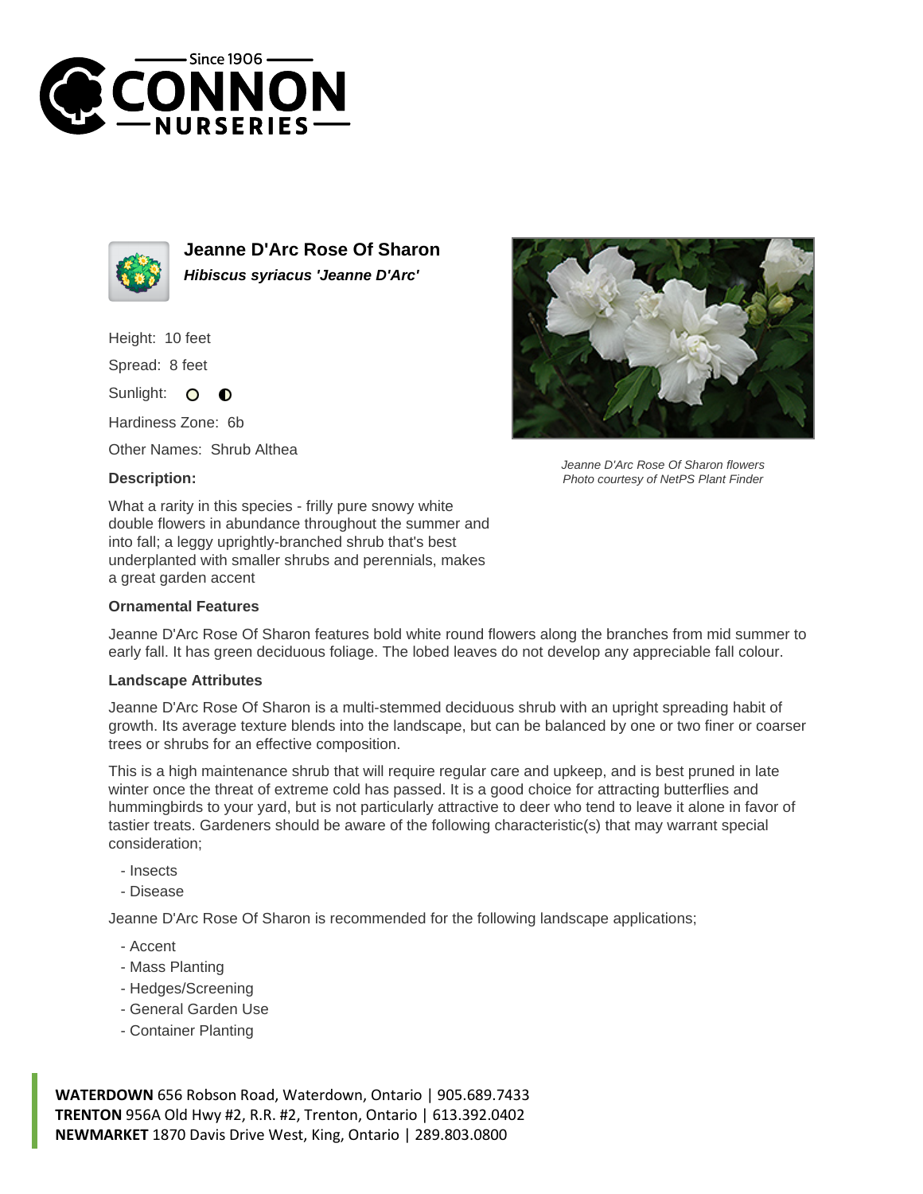Since 1906 CONNON NURSERIES

# Jeanne D'Arc Rose Of Sharon

***Hibiscus syriacus 'Jeanne D'Arc'***

Height: 10 feet

Spread: 8 feet

Sunlight:

Hardiness Zone: 6b

Other Names: Shrub Althea

**Description:**

What a rarity in this species - frilly pure snowy white double flowers in abundance throughout the summer and into fall; a leggy uprightly-branched shrub that's best underplanted with smaller shrubs and perennials, makes a great garden accent

*Jeanne D'Arc Rose Of Sharon flowers*
*Photo courtesy of NetPS Plant Finder*

### Ornamental Features

Jeanne D'Arc Rose Of Sharon features bold white round flowers along the branches from mid summer to early fall. It has green deciduous foliage. The lobed leaves do not develop any appreciable fall colour.

### Landscape Attributes

Jeanne D'Arc Rose Of Sharon is a multi-stemmed deciduous shrub with an upright spreading habit of growth. Its average texture blends into the landscape, but can be balanced by one or two finer or coarser trees or shrubs for an effective composition.

This is a high maintenance shrub that will require regular care and upkeep, and is best pruned in late winter once the threat of extreme cold has passed. It is a good choice for attracting butterflies and hummingbirds to your yard, but is not particularly attractive to deer who tend to leave it alone in favor of tastier treats. Gardeners should be aware of the following characteristic(s) that may warrant special consideration;

- Insects
- Disease

Jeanne D'Arc Rose Of Sharon is recommended for the following landscape applications;

- Accent
- Mass Planting
- Hedges/Screening
- General Garden Use
- Container Planting

**WATERDOWN** 656 Robson Road, Waterdown, Ontario | 905.689.7433
**TRENTON** 956A Old Hwy #2, R.R. #2, Trenton, Ontario | 613.392.0402
**NEWMARKET** 1870 Davis Drive West, King, Ontario | 289.803.0800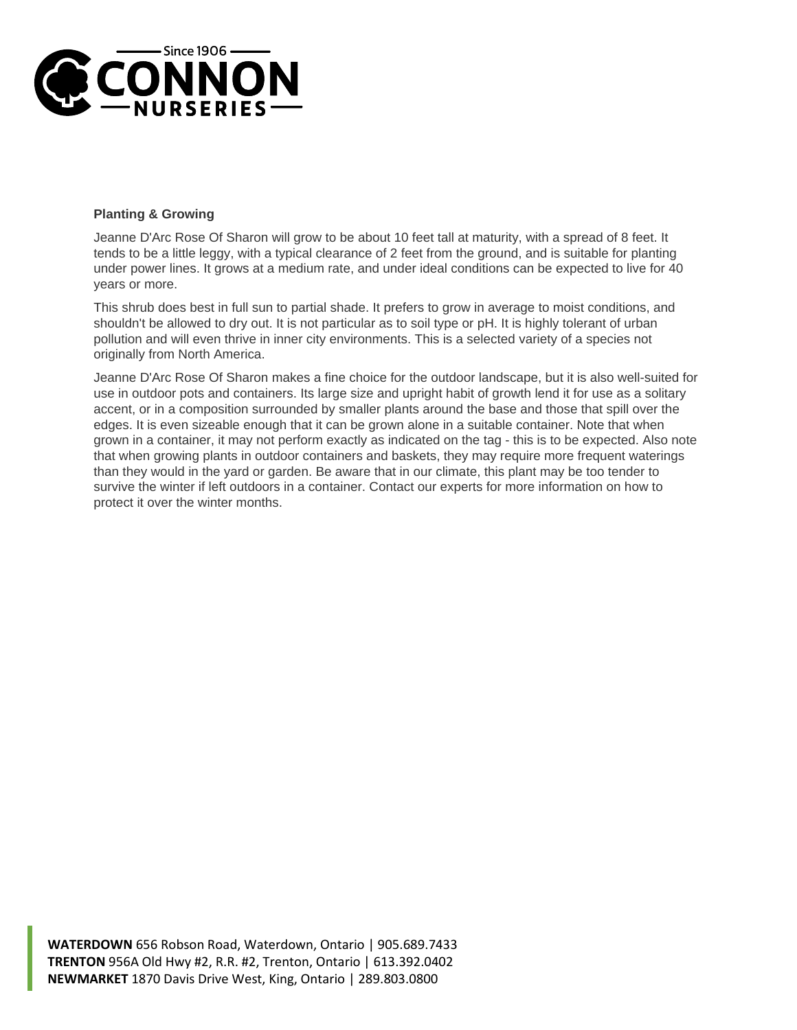### Planting & Growing

Jeanne D'Arc Rose Of Sharon will grow to be about 10 feet tall at maturity, with a spread of 8 feet. It tends to be a little leggy, with a typical clearance of 2 feet from the ground, and is suitable for planting under power lines. It grows at a medium rate, and under ideal conditions can be expected to live for 40 years or more.

This shrub does best in full sun to partial shade. It prefers to grow in average to moist conditions, and shouldn't be allowed to dry out. It is not particular as to soil type or pH. It is highly tolerant of urban pollution and will even thrive in inner city environments. This is a selected variety of a species not originally from North America.

Jeanne D'Arc Rose Of Sharon makes a fine choice for the outdoor landscape, but it is also well-suited for use in outdoor pots and containers. Its large size and upright habit of growth lend it for use as a solitary accent, or in a composition surrounded by smaller plants around the base and those that spill over the edges. It is even sizeable enough that it can be grown alone in a suitable container. Note that when grown in a container, it may not perform exactly as indicated on the tag - this is to be expected. Also note that when growing plants in outdoor containers and baskets, they may require more frequent waterings than they would in the yard or garden. Be aware that in our climate, this plant may be too tender to survive the winter if left outdoors in a container. Contact our experts for more information on how to protect it over the winter months.